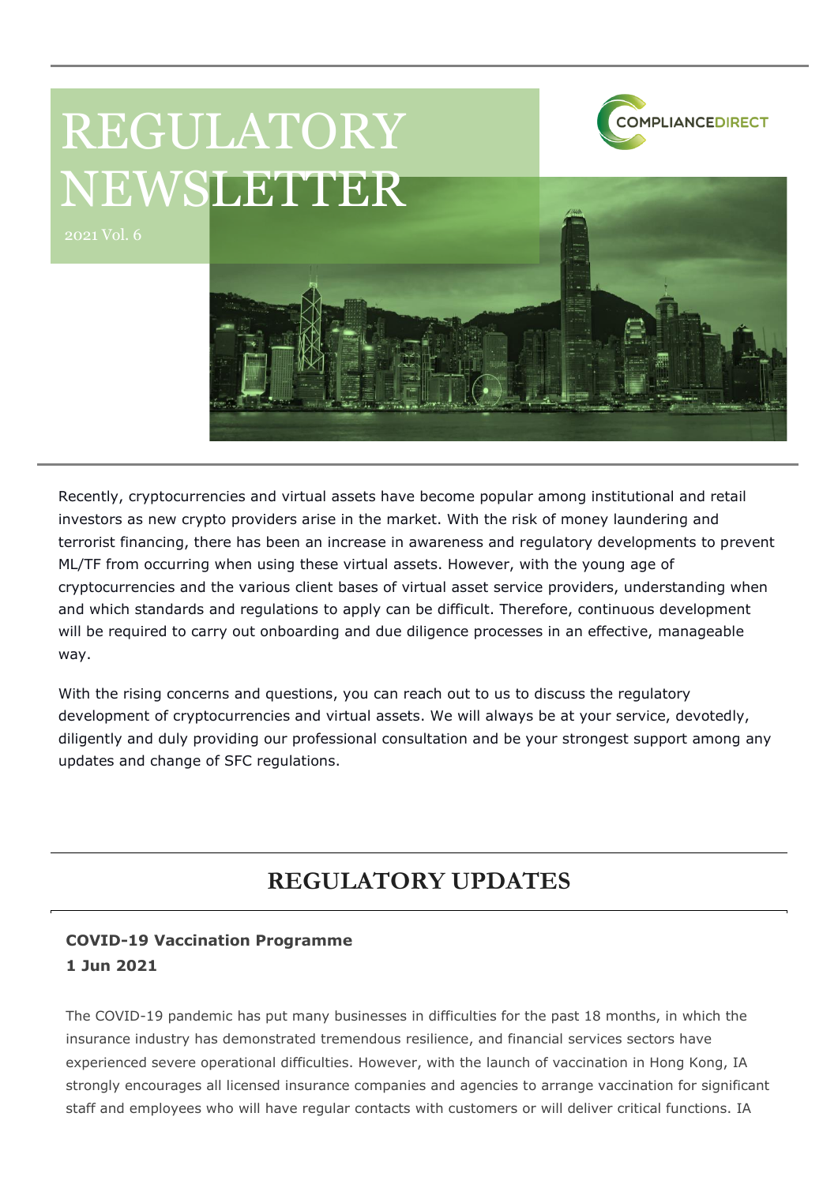# REGULATORY NEWSLETTER

2021 Vol. 6

COMPLIANCEDIRECT

Recently, cryptocurrencies and virtual assets have become popular among institutional and retail investors as new crypto providers arise in the market. With the risk of money laundering and terrorist financing, there has been an increase in awareness and regulatory developments to prevent ML/TF from occurring when using these virtual assets. However, with the young age of cryptocurrencies and the various client bases of virtual asset service providers, understanding when and which standards and regulations to apply can be difficult. Therefore, continuous development will be required to carry out onboarding and due diligence processes in an effective, manageable way.

With the rising concerns and questions, you can reach out to us to discuss the regulatory development of cryptocurrencies and virtual assets. We will always be at your service, devotedly, diligently and duly providing our professional consultation and be your strongest support among any updates and change of SFC regulations.

## REGULATORY UPDATES

**COVID-19 Vaccination Programme**
**1 Jun 2021**

The COVID-19 pandemic has put many businesses in difficulties for the past 18 months, in which the insurance industry has demonstrated tremendous resilience, and financial services sectors have experienced severe operational difficulties. However, with the launch of vaccination in Hong Kong, IA strongly encourages all licensed insurance companies and agencies to arrange vaccination for significant staff and employees who will have regular contacts with customers or will deliver critical functions. IA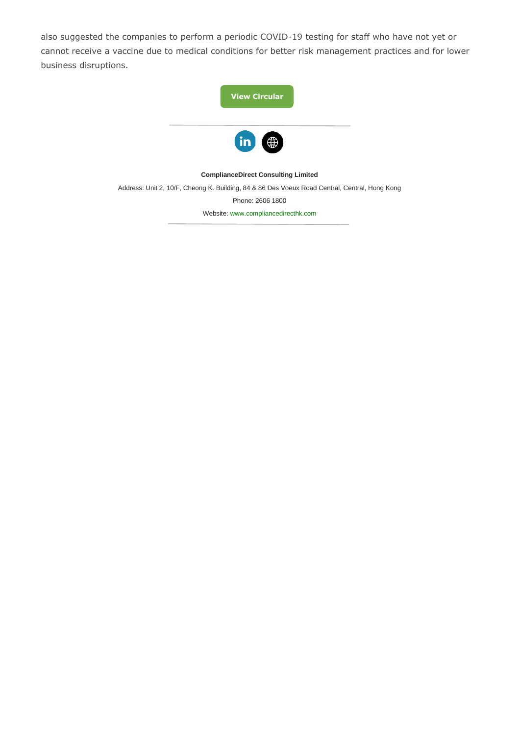also suggested the companies to perform a periodic COVID-19 testing for staff who have not yet or cannot receive a vaccine due to medical conditions for better risk management practices and for lower business disruptions.

View Circular

---

**ComplianceDirect Consulting Limited**

Address: Unit 2, 10/F, Cheong K. Building, 84 & 86 Des Voeux Road Central, Central, Hong Kong

Phone: 2606 1800

Website: www.compliancedirecthk.com

---